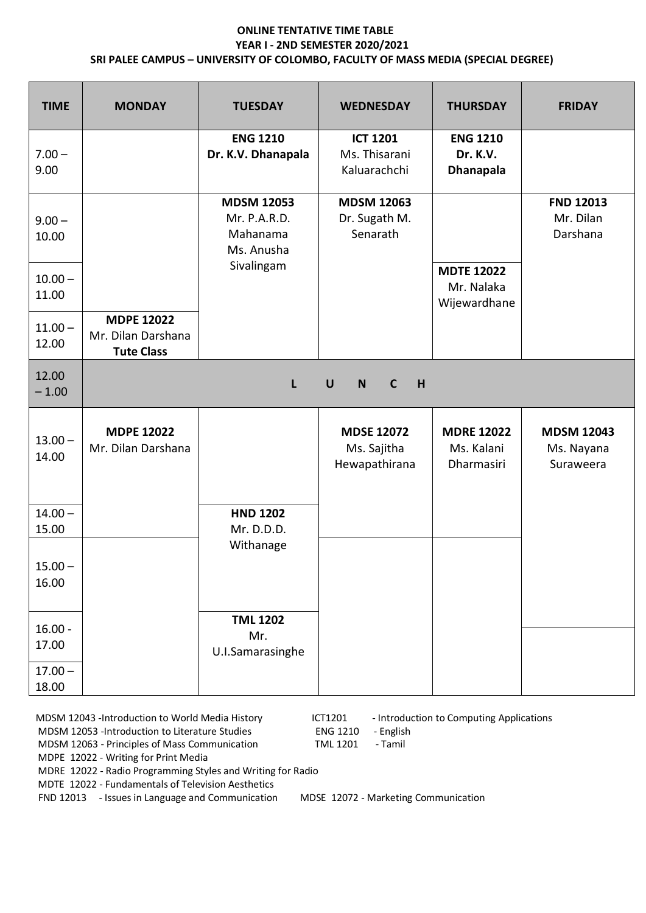**ONLINE TENTATIVE TIME TABLE**
**YEAR I - 2ND SEMESTER 2020/2021**
**SRI PALEE CAMPUS – UNIVERSITY OF COLOMBO, FACULTY OF MASS MEDIA (SPECIAL DEGREE)**

| TIME | MONDAY | TUESDAY | WEDNESDAY | THURSDAY | FRIDAY |
|---|---|---|---|---|---|
| 7.00 – 9.00 | | **ENG 1210** **Dr. K.V. Dhanapala** | **ICT 1201** Ms. Thisarani Kaluarachchi | **ENG 1210** **Dr. K.V. Dhanapala** | |
| 9.00 – 10.00 | | **MDSM 12053** Mr. P.A.R.D. Mahanama Ms. Anusha Sivalingam | **MDSM 12063** Dr. Sugath M. Senarath | | **FND 12013** Mr. Dilan Darshana |
| 10.00 – 11.00 | | | | **MDTE 12022** Mr. Nalaka Wijewardhane | |
| 11.00 – 12.00 | **MDPE 12022** Mr. Dilan Darshana **Tute Class** | | | | |
| 12.00 – 1.00 | L U N C H | | | | |
| 13.00 – 14.00 | **MDPE 12022** Mr. Dilan Darshana | | **MDSE 12072** Ms. Sajitha Hewapathirana | **MDRE 12022** Ms. Kalani Dharmasiri | **MDSM 12043** Ms. Nayana Suraweera |
| 14.00 – 15.00 | | **HND 1202** Mr. D.D.D. Withanage | | | |
| 15.00 – 16.00 | | | | | |
| 16.00 - 17.00 | | **TML 1202** Mr. U.I.Samarasinghe | | | |
| 17.00 – 18.00 | | | | | |

MDSM 12043 -Introduction to World Media History
MDSM 12053 -Introduction to Literature Studies
MDSM 12063 - Principles of Mass Communication
MDPE 12022 - Writing for Print Media
MDRE 12022 - Radio Programming Styles and Writing for Radio
MDTE 12022 - Fundamentals of Television Aesthetics
FND 12013 - Issues in Language and Communication
MDSE 12072 - Marketing Communication
ICT1201 - Introduction to Computing Applications
ENG 1210 - English
TML 1201 - Tamil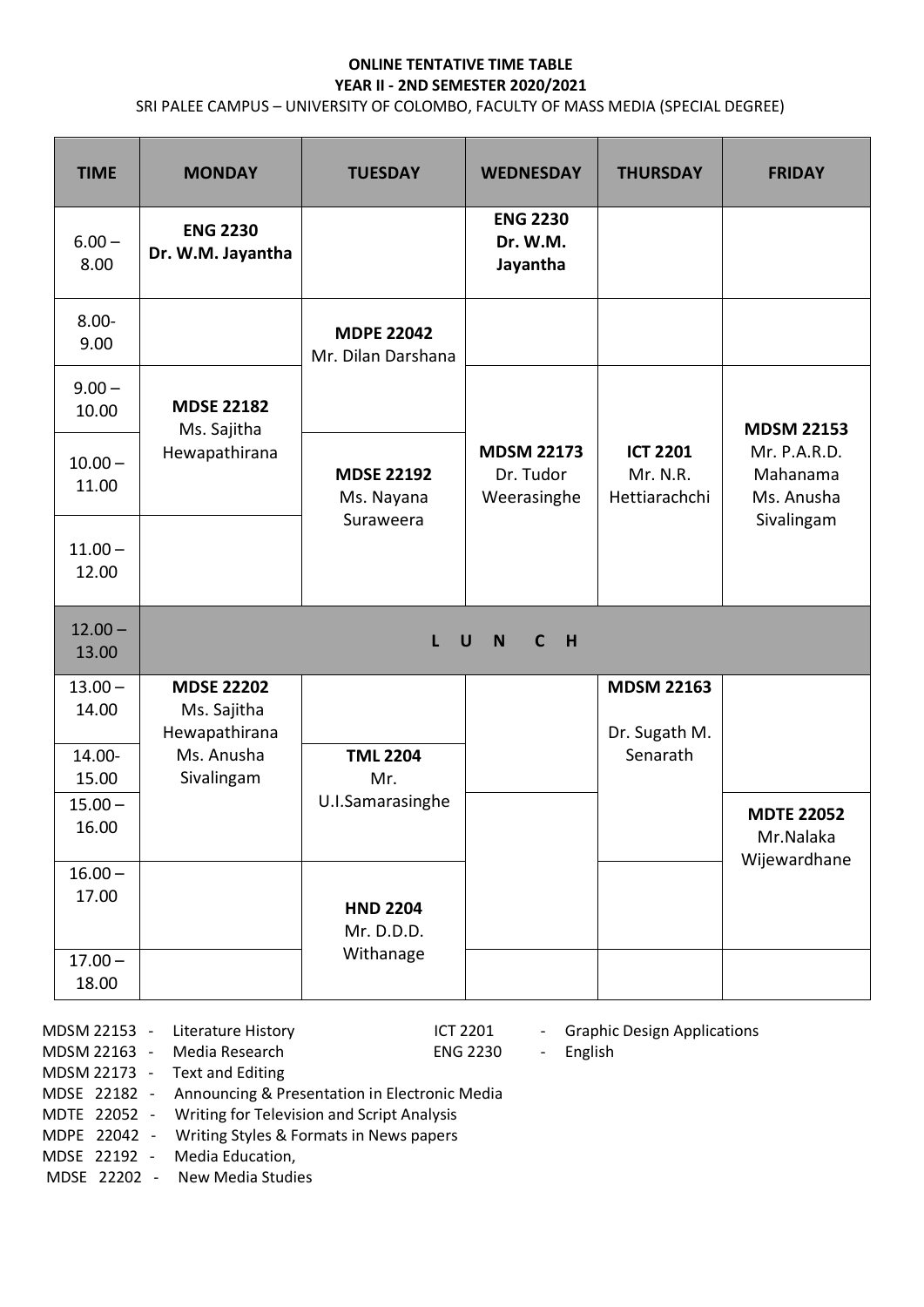**ONLINE TENTATIVE TIME TABLE**

**YEAR II - 2ND SEMESTER 2020/2021**

SRI PALEE CAMPUS – UNIVERSITY OF COLOMBO, FACULTY OF MASS MEDIA (SPECIAL DEGREE)

| TIME | MONDAY | TUESDAY | WEDNESDAY | THURSDAY | FRIDAY |
|---|---|---|---|---|---|
| 6.00 – 8.00 | **ENG 2230** Dr. W.M. Jayantha | | **ENG 2230** Dr. W.M. Jayantha | | |
| 8.00- 9.00 | | **MDPE 22042** Mr. Dilan Darshana | | | |
| 9.00 – 10.00 | **MDSE 22182** Ms. Sajitha Hewapathirana | | **MDSM 22173** Dr. Tudor Weerasinghe | **ICT 2201** Mr. N.R. Hettiarachchi | **MDSM 22153** Mr. P.A.R.D. Mahanama Ms. Anusha Sivalingam |
| 10.00 – 11.00 | | **MDSE 22192** Ms. Nayana Suraweera | | | |
| 11.00 – 12.00 | | | | | |
| 12.00 – 13.00 | L U N C H | | | | |
| 13.00 – 14.00 | **MDSE 22202** Ms. Sajitha Hewapathirana Ms. Anusha Sivalingam | | | **MDSM 22163** Dr. Sugath M. Senarath | |
| 14.00- 15.00 | | **TML 2204** Mr. U.I.Samarasinghe | | | |
| 15.00 – 16.00 | | | | | **MDTE 22052** Mr.Nalaka Wijewardhane |
| 16.00 – 17.00 | | **HND 2204** Mr. D.D.D. Withanage | | | |
| 17.00 – 18.00 | | | | | |

MDSM 22153 - Literature History
MDSM 22163 - Media Research
MDSM 22173 - Text and Editing
MDSE 22182 - Announcing & Presentation in Electronic Media
MDTE 22052 - Writing for Television and Script Analysis
MDPE 22042 - Writing Styles & Formats in News papers
MDSE 22192 - Media Education,
MDSE 22202 - New Media Studies

ICT 2201 - Graphic Design Applications
ENG 2230 - English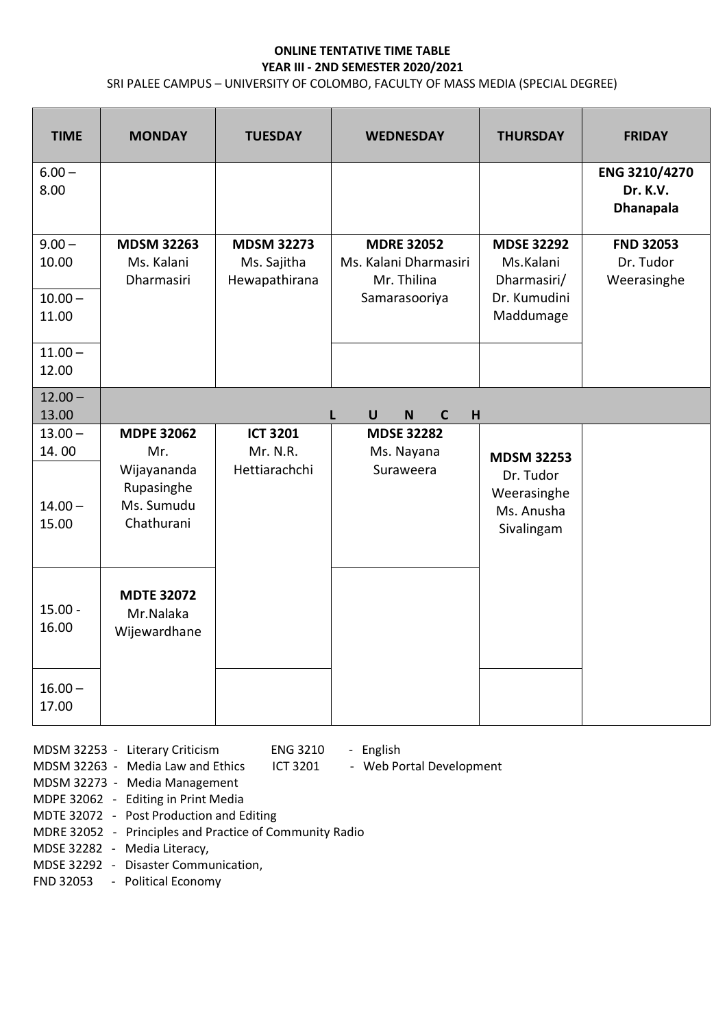**ONLINE TENTATIVE TIME TABLE**
**YEAR III - 2ND SEMESTER 2020/2021**

SRI PALEE CAMPUS – UNIVERSITY OF COLOMBO, FACULTY OF MASS MEDIA (SPECIAL DEGREE)

| TIME | MONDAY | TUESDAY | WEDNESDAY | THURSDAY | FRIDAY |
|---|---|---|---|---|---|
| 6.00 – 8.00 | | | | | **ENG 3210/4270** Dr. K.V. **Dhanapala** |
| 9.00 – 10.00 | **MDSM 32263** Ms. Kalani Dharmasiri | **MDSM 32273** Ms. Sajitha Hewapathirana | **MDRE 32052** Ms. Kalani Dharmasiri Mr. Thilina Samarasooriya | **MDSE 32292** Ms.Kalani Dharmasiri/ Dr. Kumudini Maddumage | **FND 32053** Dr. Tudor Weerasinghe |
| 10.00 – 11.00 | | | | | |
| 11.00 – 12.00 | | | | | |
| 12.00 – 13.00 | **L U N C H** | | | | |
| 13.00 – 14. 00 | **MDPE 32062** Mr. Wijayananda Rupasinghe Ms. Sumudu Chathurani | **ICT 3201** Mr. N.R. Hettiarachchi | **MDSE 32282** Ms. Nayana Suraweera | **MDSM 32253** Dr. Tudor Weerasinghe Ms. Anusha Sivalingam | |
| 14.00 – 15.00 | | | | | |
| 15.00 - 16.00 | **MDTE 32072** Mr.Nalaka Wijewardhane | | | | |
| 16.00 – 17.00 | | | | | |

MDSM 32253 - Literary Criticism
MDSM 32263 - Media Law and Ethics
MDSM 32273 - Media Management
MDPE 32062 - Editing in Print Media
MDTE 32072 - Post Production and Editing
MDRE 32052 - Principles and Practice of Community Radio
MDSE 32282 - Media Literacy,
MDSE 32292 - Disaster Communication,
FND 32053 - Political Economy

ENG 3210 - English
ICT 3201 - Web Portal Development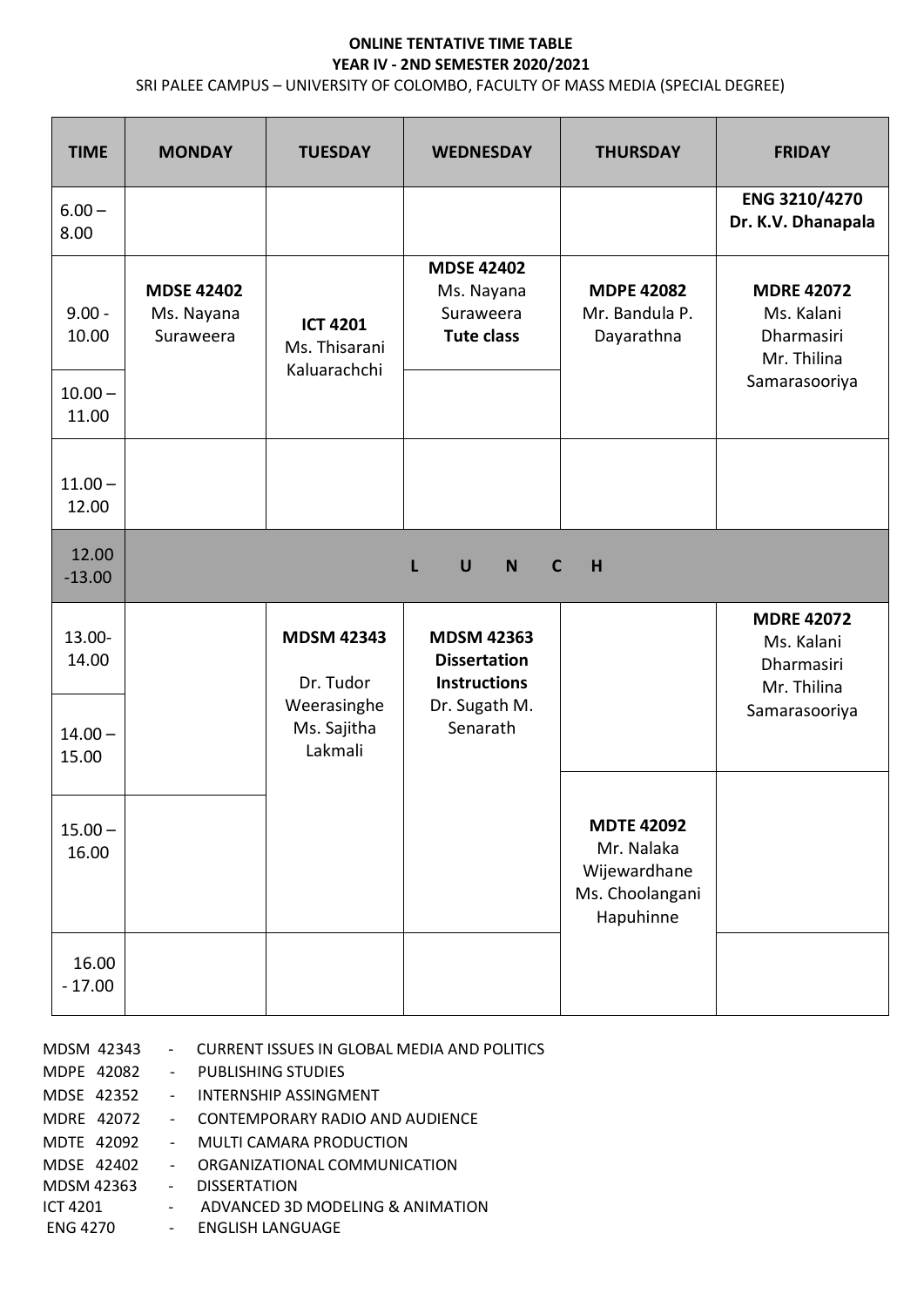**ONLINE TENTATIVE TIME TABLE**
**YEAR IV - 2ND SEMESTER 2020/2021**
SRI PALEE CAMPUS – UNIVERSITY OF COLOMBO, FACULTY OF MASS MEDIA (SPECIAL DEGREE)

| TIME | MONDAY | TUESDAY | WEDNESDAY | THURSDAY | FRIDAY |
|---|---|---|---|---|---|
| 6.00 – 8.00 | | | | | **ENG 3210/4270** **Dr. K.V. Dhanapala** |
| 9.00 - 10.00 | **MDSE 42402** Ms. Nayana Suraweera | **ICT 4201** Ms. Thisarani Kaluarachchi | **MDSE 42402** Ms. Nayana Suraweera **Tute class** | **MDPE 42082** Mr. Bandula P. Dayarathna | **MDRE 42072** Ms. Kalani Dharmasiri Mr. Thilina Samarasooriya |
| 10.00 – 11.00 | | | | | |
| 11.00 – 12.00 | | | | | |
| 12.00 -13.00 | L U N C H | | | | |
| 13.00- 14.00 | | **MDSM 42343** Dr. Tudor Weerasinghe Ms. Sajitha Lakmali | **MDSM 42363** **Dissertation Instructions** Dr. Sugath M. Senarath | | **MDRE 42072** Ms. Kalani Dharmasiri Mr. Thilina Samarasooriya |
| 14.00 – 15.00 | | | | | |
| 15.00 – 16.00 | | | | **MDTE 42092** Mr. Nalaka Wijewardhane Ms. Choolangani Hapuhinne | |
| 16.00 - 17.00 | | | | | |

MDSM 42343 - CURRENT ISSUES IN GLOBAL MEDIA AND POLITICS
MDPE 42082 - PUBLISHING STUDIES
MDSE 42352 - INTERNSHIP ASSINGMENT
MDRE 42072 - CONTEMPORARY RADIO AND AUDIENCE
MDTE 42092 - MULTI CAMARA PRODUCTION
MDSE 42402 - ORGANIZATIONAL COMMUNICATION
MDSM 42363 - DISSERTATION
ICT 4201 - ADVANCED 3D MODELING & ANIMATION
ENG 4270 - ENGLISH LANGUAGE